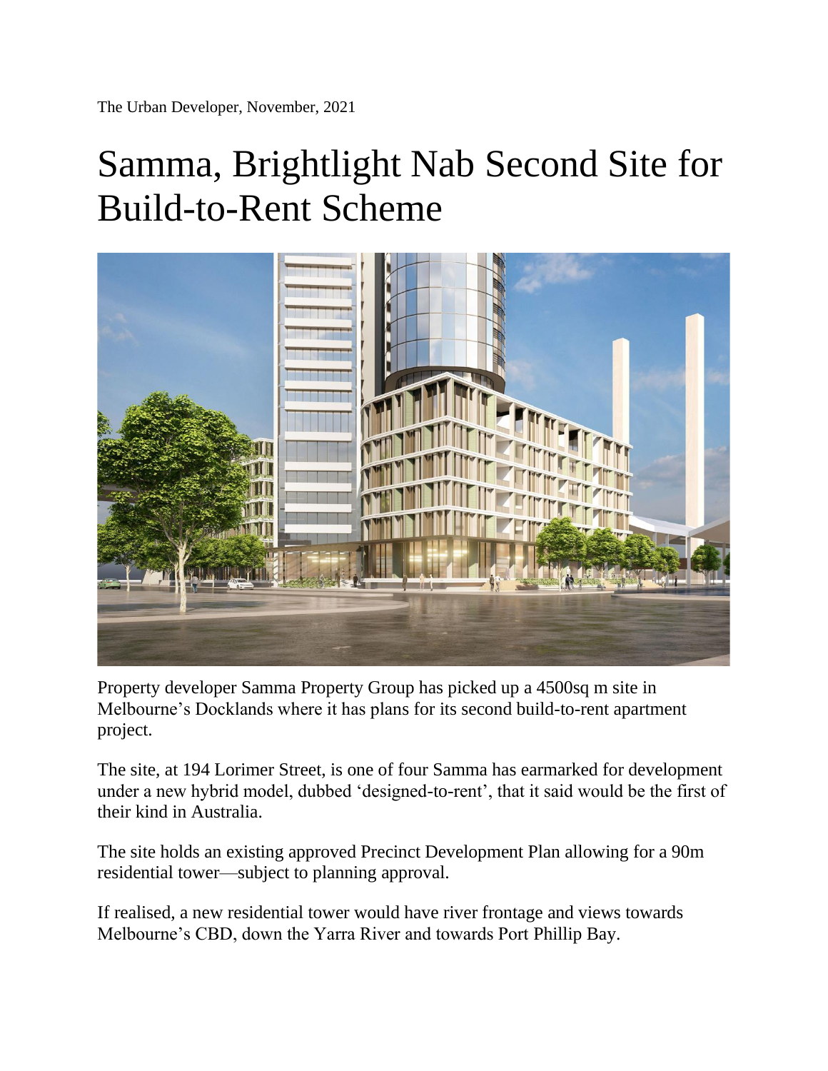The Urban Developer, November, 2021

# Samma, Brightlight Nab Second Site for Build-to-Rent Scheme

Property developer Samma Property Group has picked up a 4500sq m site in Melbourne's Docklands where it has plans for its second build-to-rent apartment project.

The site, at 194 Lorimer Street, is one of four Samma has earmarked for development under a new hybrid model, dubbed 'designed-to-rent', that it said would be the first of their kind in Australia.

The site holds an existing approved Precinct Development Plan allowing for a 90m residential tower—subject to planning approval.

If realised, a new residential tower would have river frontage and views towards Melbourne's CBD, down the Yarra River and towards Port Phillip Bay.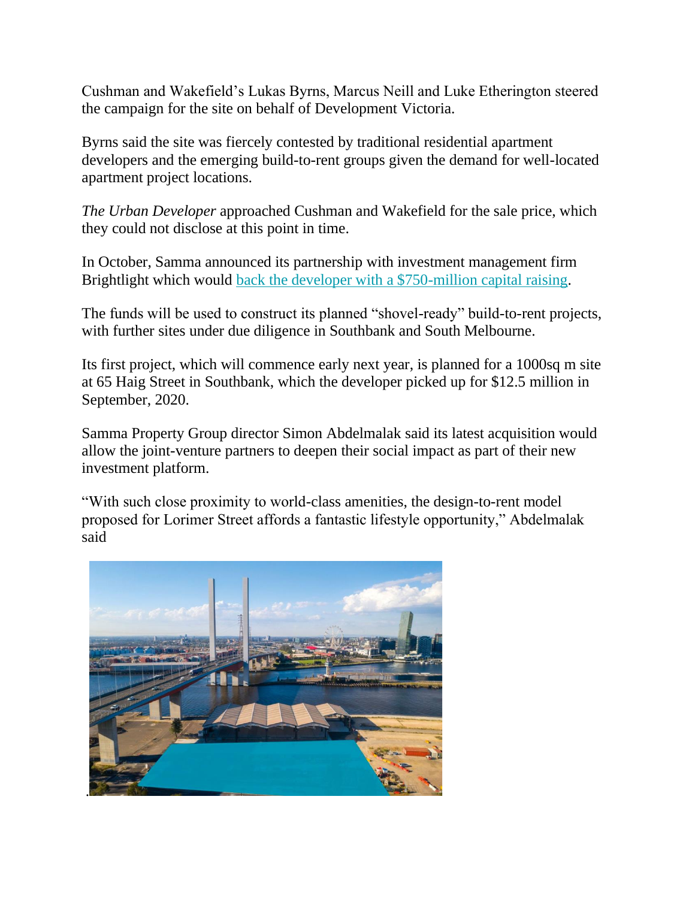Cushman and Wakefield's Lukas Byrns, Marcus Neill and Luke Etherington steered the campaign for the site on behalf of Development Victoria.

Byrns said the site was fiercely contested by traditional residential apartment developers and the emerging build-to-rent groups given the demand for well-located apartment project locations.

*The Urban Developer* approached Cushman and Wakefield for the sale price, which they could not disclose at this point in time.

In October, Samma announced its partnership with investment management firm Brightlight which would back the developer with a $750-million capital raising.

The funds will be used to construct its planned "shovel-ready" build-to-rent projects, with further sites under due diligence in Southbank and South Melbourne.

Its first project, which will commence early next year, is planned for a 1000sq m site at 65 Haig Street in Southbank, which the developer picked up for $12.5 million in September, 2020.

Samma Property Group director Simon Abdelmalak said its latest acquisition would allow the joint-venture partners to deepen their social impact as part of their new investment platform.

"With such close proximity to world-class amenities, the design-to-rent model proposed for Lorimer Street affords a fantastic lifestyle opportunity," Abdelmalak said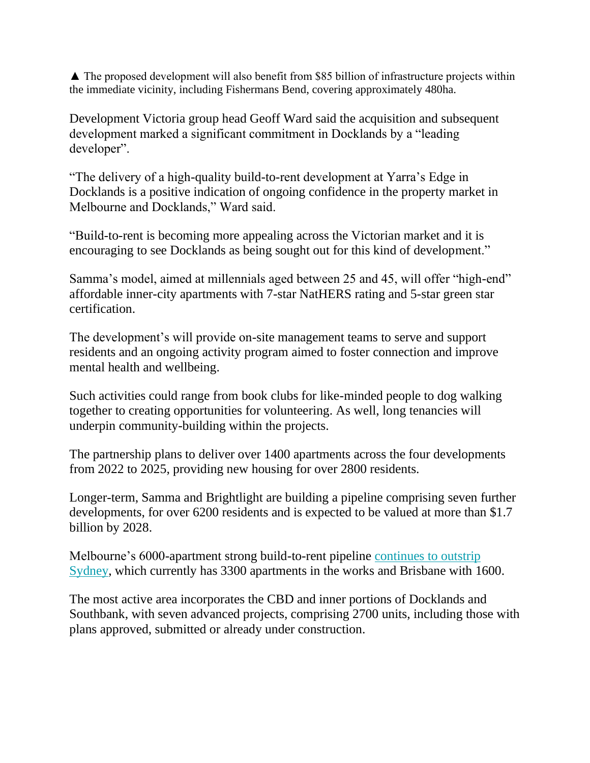▲ The proposed development will also benefit from $85 billion of infrastructure projects within the immediate vicinity, including Fishermans Bend, covering approximately 480ha.

Development Victoria group head Geoff Ward said the acquisition and subsequent development marked a significant commitment in Docklands by a "leading developer".

"The delivery of a high-quality build-to-rent development at Yarra's Edge in Docklands is a positive indication of ongoing confidence in the property market in Melbourne and Docklands," Ward said.

"Build-to-rent is becoming more appealing across the Victorian market and it is encouraging to see Docklands as being sought out for this kind of development."

Samma's model, aimed at millennials aged between 25 and 45, will offer "high-end" affordable inner-city apartments with 7-star NatHERS rating and 5-star green star certification.

The development's will provide on-site management teams to serve and support residents and an ongoing activity program aimed to foster connection and improve mental health and wellbeing.

Such activities could range from book clubs for like-minded people to dog walking together to creating opportunities for volunteering. As well, long tenancies will underpin community-building within the projects.

The partnership plans to deliver over 1400 apartments across the four developments from 2022 to 2025, providing new housing for over 2800 residents.

Longer-term, Samma and Brightlight are building a pipeline comprising seven further developments, for over 6200 residents and is expected to be valued at more than $1.7 billion by 2028.

Melbourne's 6000-apartment strong build-to-rent pipeline [continues to outstrip Sydney](), which currently has 3300 apartments in the works and Brisbane with 1600.

The most active area incorporates the CBD and inner portions of Docklands and Southbank, with seven advanced projects, comprising 2700 units, including those with plans approved, submitted or already under construction.